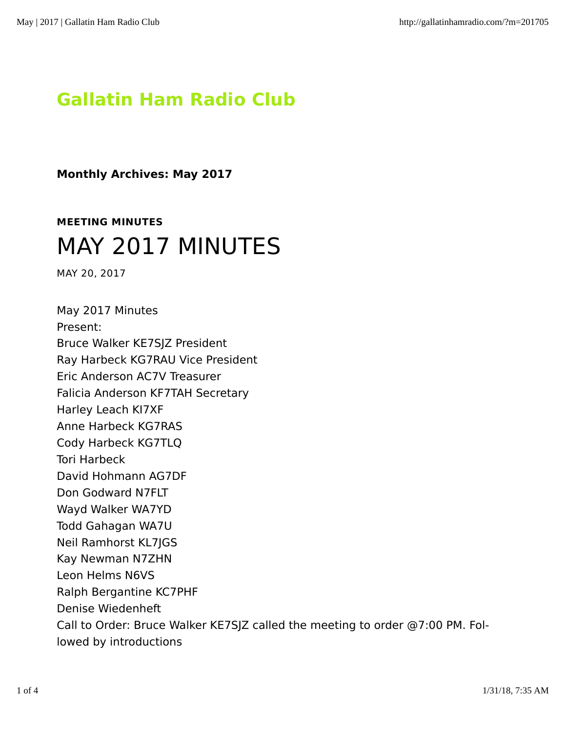# Gallatin Ham Radio Club

**Monthly Archives: May 2017**

**MEETING MINUTES**

## MAY 2017 MINUTES

MAY 20, 2017

May 2017 Minutes
Present:
Bruce Walker KE7SJZ President
Ray Harbeck KG7RAU Vice President
Eric Anderson AC7V Treasurer
Falicia Anderson KF7TAH Secretary
Harley Leach KI7XF
Anne Harbeck KG7RAS
Cody Harbeck KG7TLQ
Tori Harbeck
David Hohmann AG7DF
Don Godward N7FLT
Wayd Walker WA7YD
Todd Gahagan WA7U
Neil Ramhorst KL7JGS
Kay Newman N7ZHN
Leon Helms N6VS
Ralph Bergantine KC7PHF
Denise Wiedenheft
Call to Order: Bruce Walker KE7SJZ called the meeting to order @7:00 PM. Followed by introductions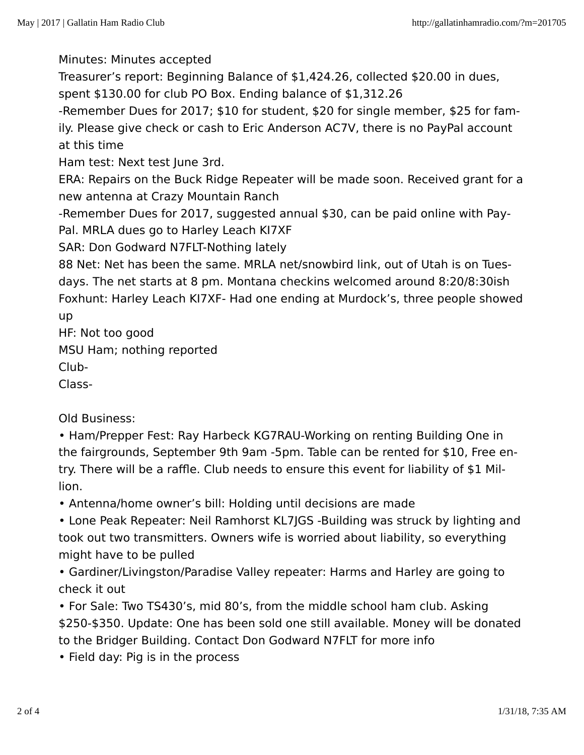Minutes: Minutes accepted
Treasurer's report: Beginning Balance of $1,424.26, collected $20.00 in dues, spent $130.00 for club PO Box. Ending balance of $1,312.26
-Remember Dues for 2017; $10 for student, $20 for single member, $25 for family. Please give check or cash to Eric Anderson AC7V, there is no PayPal account at this time
Ham test: Next test June 3rd.
ERA: Repairs on the Buck Ridge Repeater will be made soon. Received grant for a new antenna at Crazy Mountain Ranch
-Remember Dues for 2017, suggested annual $30, can be paid online with PayPal. MRLA dues go to Harley Leach KI7XF
SAR: Don Godward N7FLT-Nothing lately
88 Net: Net has been the same. MRLA net/snowbird link, out of Utah is on Tuesdays. The net starts at 8 pm. Montana checkins welcomed around 8:20/8:30ish
Foxhunt: Harley Leach KI7XF- Had one ending at Murdock's, three people showed up
HF: Not too good
MSU Ham; nothing reported
Club-
Class-

Old Business:

- Ham/Prepper Fest: Ray Harbeck KG7RAU-Working on renting Building One in the fairgrounds, September 9th 9am -5pm. Table can be rented for $10, Free entry. There will be a raffle. Club needs to ensure this event for liability of $1 Million.
- Antenna/home owner's bill: Holding until decisions are made
- Lone Peak Repeater: Neil Ramhorst KL7JGS -Building was struck by lighting and took out two transmitters. Owners wife is worried about liability, so everything might have to be pulled
- Gardiner/Livingston/Paradise Valley repeater: Harms and Harley are going to check it out
- For Sale: Two TS430's, mid 80's, from the middle school ham club. Asking $250-$350. Update: One has been sold one still available. Money will be donated to the Bridger Building. Contact Don Godward N7FLT for more info
- Field day: Pig is in the process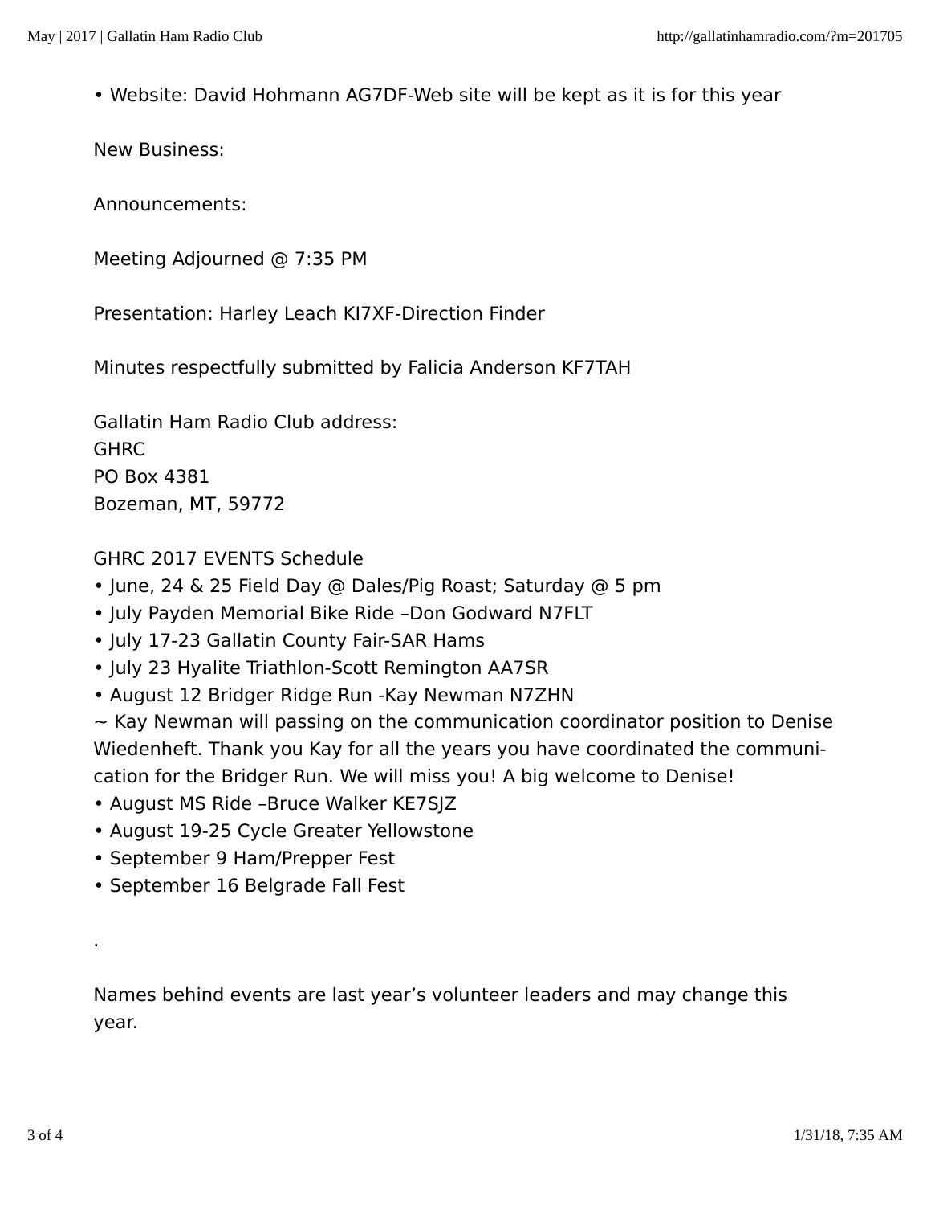• Website: David Hohmann AG7DF-Web site will be kept as it is for this year

New Business:

Announcements:

Meeting Adjourned @ 7:35 PM

Presentation: Harley Leach KI7XF-Direction Finder

Minutes respectfully submitted by Falicia Anderson KF7TAH

Gallatin Ham Radio Club address:
GHRC
PO Box 4381
Bozeman, MT, 59772

GHRC 2017 EVENTS Schedule
• June, 24 & 25 Field Day @ Dales/Pig Roast; Saturday @ 5 pm
• July Payden Memorial Bike Ride –Don Godward N7FLT
• July 17-23 Gallatin County Fair-SAR Hams
• July 23 Hyalite Triathlon-Scott Remington AA7SR
• August 12 Bridger Ridge Run -Kay Newman N7ZHN
~ Kay Newman will passing on the communication coordinator position to Denise Wiedenheft. Thank you Kay for all the years you have coordinated the communication for the Bridger Run. We will miss you! A big welcome to Denise!
• August MS Ride –Bruce Walker KE7SJZ
• August 19-25 Cycle Greater Yellowstone
• September 9 Ham/Prepper Fest
• September 16 Belgrade Fall Fest

.

Names behind events are last year's volunteer leaders and may change this year.